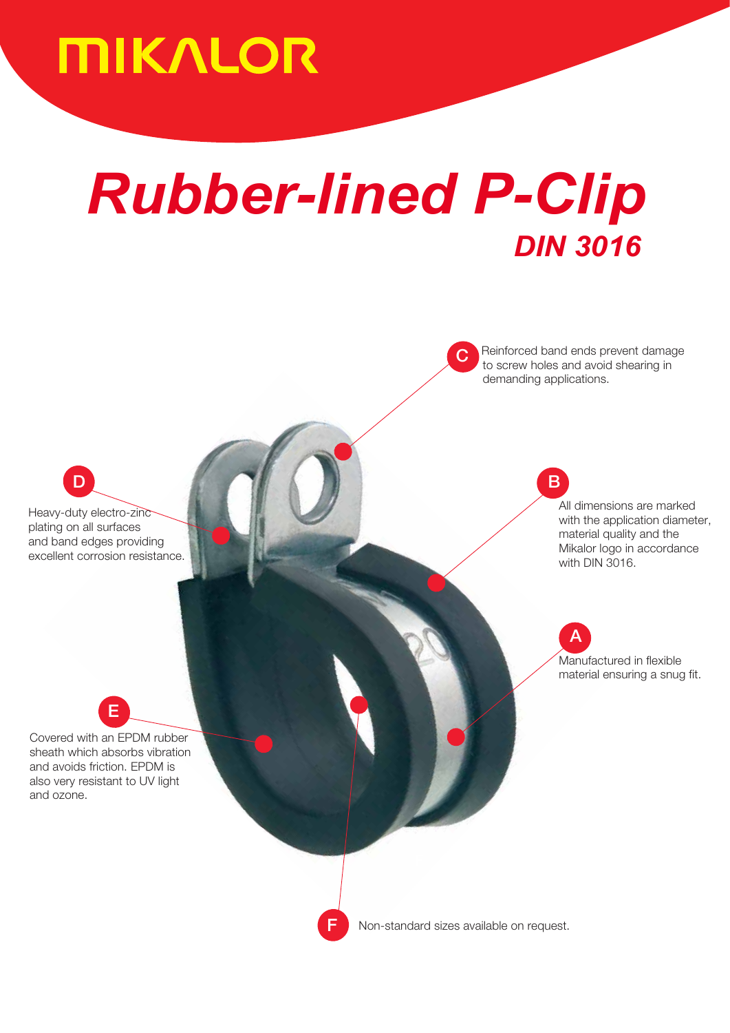MIKALOR

# *Rubber-lined P-Clip*

## *DIN 3016*

**C** Reinforced band ends prevent damage to screw holes and avoid shearing in demanding applications.

**D** Heavy-duty electro-zinc plating on all surfaces and band edges providing excellent corrosion resistance.

**B** All dimensions are marked with the application diameter, material quality and the Mikalor logo in accordance with DIN 3016.

**A** Manufactured in flexible material ensuring a snug fit.

**E** Covered with an EPDM rubber sheath which absorbs vibration and avoids friction. EPDM is also very resistant to UV light and ozone.

**F** Non-standard sizes available on request.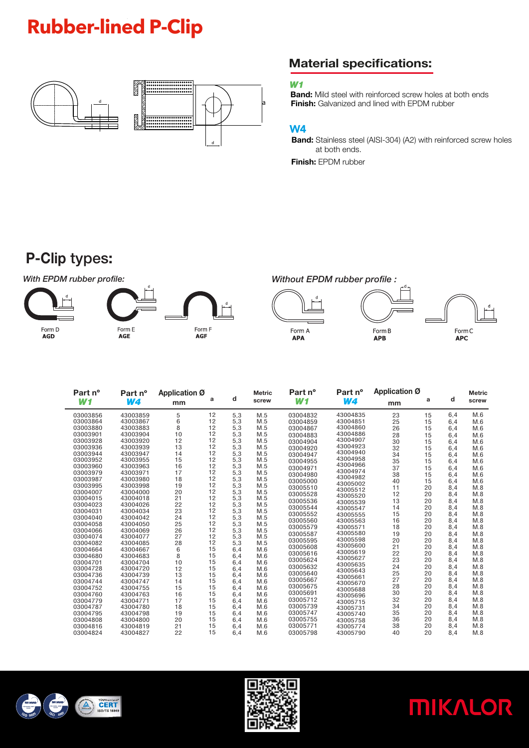# Rubber-lined P-Clip

## Material specifications:

### *W1*

**Band:** Mild steel with reinforced screw holes at both ends
**Finish:** Galvanized and lined with EPDM rubber

### W4

**Band:** Stainless steel (AISI-304) (A2) with reinforced screw holes at both ends.

**Finish:** EPDM rubber

## P-Clip types:

*With EPDM rubber profile:*

- Form D – **AGD**
- Form E – **AGE**
- Form F – **AGF**

*Without EPDM rubber profile :*

- Form A – **APA**
- Form B – **APB**
- Form C – **APC**

| Part nº *W1* | Part nº *W4* | Application Ø mm | a | d | Metric screw |
|---|---|---|---|---|---|
| 03003856 | 43003859 | 5 | 12 | 5,3 | M.5 |
| 03003864 | 43003867 | 6 | 12 | 5,3 | M.5 |
| 03003880 | 43003883 | 8 | 12 | 5,3 | M.5 |
| 03003901 | 43003904 | 10 | 12 | 5,3 | M.5 |
| 03003928 | 43003920 | 12 | 12 | 5,3 | M.5 |
| 03003936 | 43003939 | 13 | 12 | 5,3 | M.5 |
| 03003944 | 43003947 | 14 | 12 | 5,3 | M.5 |
| 03003952 | 43003955 | 15 | 12 | 5,3 | M.5 |
| 03003960 | 43003963 | 16 | 12 | 5,3 | M.5 |
| 03003979 | 43003971 | 17 | 12 | 5,3 | M.5 |
| 03003987 | 43003980 | 18 | 12 | 5,3 | M.5 |
| 03003995 | 43003998 | 19 | 12 | 5,3 | M.5 |
| 03004007 | 43004000 | 20 | 12 | 5,3 | M.5 |
| 03004015 | 43004018 | 21 | 12 | 5,3 | M.5 |
| 03004023 | 43004026 | 22 | 12 | 5,3 | M.5 |
| 03004031 | 43004034 | 23 | 12 | 5,3 | M.5 |
| 03004040 | 43004042 | 24 | 12 | 5,3 | M.5 |
| 03004058 | 43004050 | 25 | 12 | 5,3 | M.5 |
| 03004066 | 43004069 | 26 | 12 | 5,3 | M.5 |
| 03004074 | 43004077 | 27 | 12 | 5,3 | M.5 |
| 03004082 | 43004085 | 28 | 12 | 5,3 | M.5 |
| 03004664 | 43004667 | 6 | 15 | 6,4 | M.6 |
| 03004680 | 43004683 | 8 | 15 | 6,4 | M.6 |
| 03004701 | 43004704 | 10 | 15 | 6,4 | M.6 |
| 03004728 | 43004720 | 12 | 15 | 6,4 | M.6 |
| 03004736 | 43004739 | 13 | 15 | 6,4 | M.6 |
| 03004744 | 43004747 | 14 | 15 | 6,4 | M.6 |
| 03004752 | 43004755 | 15 | 15 | 6,4 | M.6 |
| 03004760 | 43004763 | 16 | 15 | 6,4 | M.6 |
| 03004779 | 43004771 | 17 | 15 | 6,4 | M.6 |
| 03004787 | 43004780 | 18 | 15 | 6,4 | M.6 |
| 03004795 | 43004798 | 19 | 15 | 6,4 | M.6 |
| 03004808 | 43004800 | 20 | 15 | 6,4 | M.6 |
| 03004816 | 43004819 | 21 | 15 | 6,4 | M.6 |
| 03004824 | 43004827 | 22 | 15 | 6,4 | M.6 |

| Part nº *W1* | Part nº *W4* | Application Ø mm | a | d | Metric screw |
|---|---|---|---|---|---|
| 03004832 | 43004835 | 23 | 15 | 6,4 | M.6 |
| 03004859 | 43004851 | 25 | 15 | 6,4 | M.6 |
| 03004867 | 43004860 | 26 | 15 | 6,4 | M.6 |
| 03004883 | 43004886 | 28 | 15 | 6,4 | M.6 |
| 03004904 | 43004907 | 30 | 15 | 6,4 | M.6 |
| 03004920 | 43004923 | 32 | 15 | 6,4 | M.6 |
| 03004947 | 43004940 | 34 | 15 | 6,4 | M.6 |
| 03004955 | 43004958 | 35 | 15 | 6,4 | M.6 |
| | 43004966 | | | | |
| 03004971 | 43004974 | 37 | 15 | 6,4 | M.6 |
| 03004980 | 43004982 | 38 | 15 | 6,4 | M.6 |
| 03005000 | 43005002 | 40 | 15 | 6,4 | M.6 |
| 03005510 | 43005512 | 11 | 20 | 8,4 | M.8 |
| 03005528 | 43005520 | 12 | 20 | 8,4 | M.8 |
| 03005536 | 43005539 | 13 | 20 | 8,4 | M.8 |
| 03005544 | 43005547 | 14 | 20 | 8,4 | M.8 |
| 03005552 | 43005555 | 15 | 20 | 8,4 | M.8 |
| 03005560 | 43005563 | 16 | 20 | 8,4 | M.8 |
| 03005579 | 43005571 | 18 | 20 | 8,4 | M.8 |
| 03005587 | 43005580 | 19 | 20 | 8,4 | M.8 |
| 03005595 | 43005598 | 20 | 20 | 8,4 | M.8 |
| 03005608 | 43005600 | 21 | 20 | 8,4 | M.8 |
| 03005616 | 43005619 | 22 | 20 | 8,4 | M.8 |
| 03005624 | 43005627 | 23 | 20 | 8,4 | M.8 |
| 03005632 | 43005635 | 24 | 20 | 8,4 | M.8 |
| 03005640 | 43005643 | 25 | 20 | 8,4 | M.8 |
| | 43005661 | | | | |
| 03005667 | 43005670 | 27 | 20 | 8,4 | M.8 |
| 03005675 | 43005688 | 28 | 20 | 8,4 | M.8 |
| 03005691 | 43005696 | 30 | 20 | 8,4 | M.8 |
| 03005712 | 43005715 | 32 | 20 | 8,4 | M.8 |
| 03005739 | 43005731 | 34 | 20 | 8,4 | M.8 |
| 03005747 | 43005740 | 35 | 20 | 8,4 | M.8 |
| 03005755 | 43005758 | 36 | 20 | 8,4 | M.8 |
| 03005771 | 43005774 | 38 | 20 | 8,4 | M.8 |
| 03005798 | 43005790 | 40 | 20 | 8,4 | M.8 |

MIKALOR